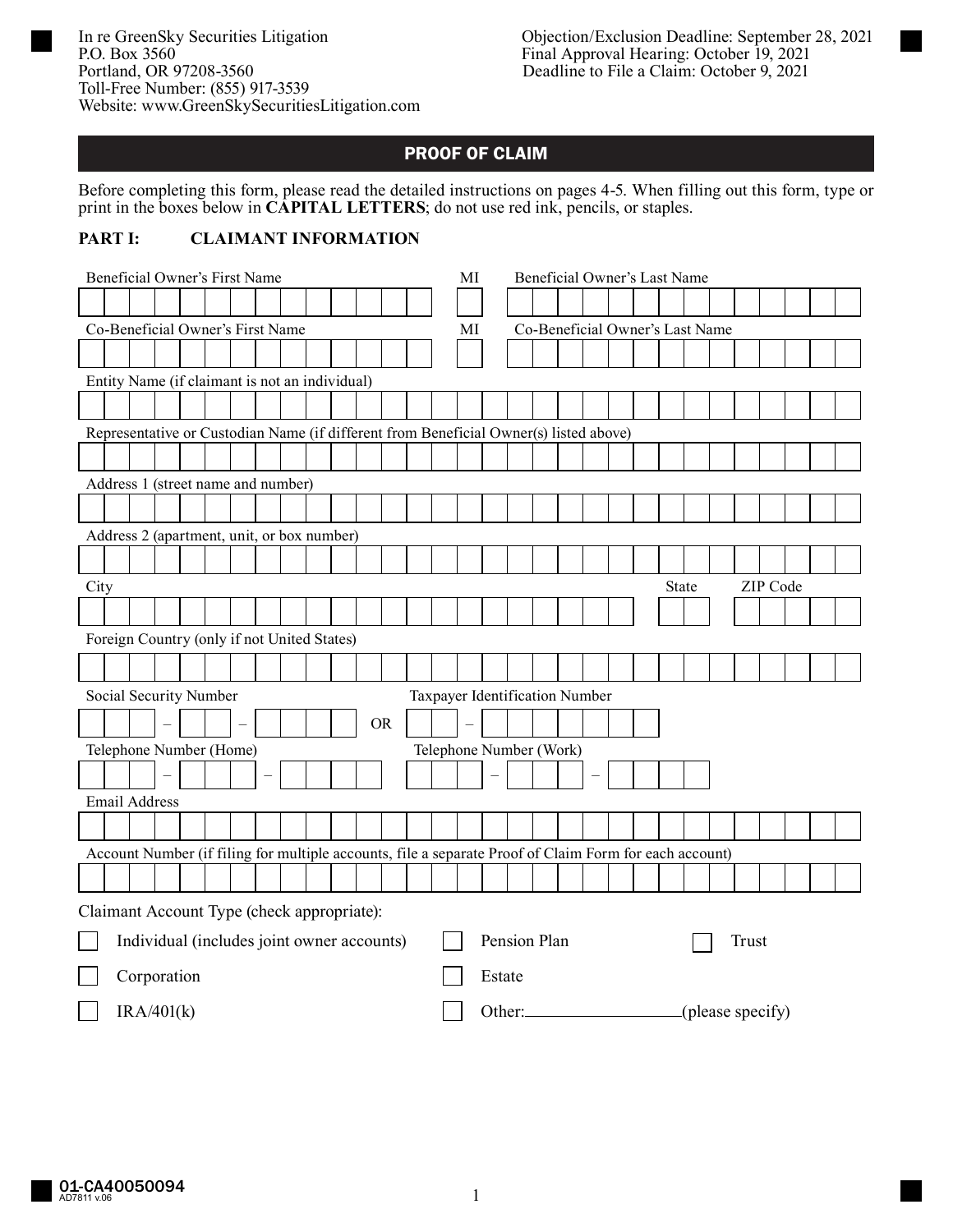In re GreenSky Securities Litigation
P.O. Box 3560
Portland, OR 97208-3560
Toll-Free Number: (855) 917-3539
Website: www.GreenSkySecuritiesLitigation.com

Objection/Exclusion Deadline: September 28, 2021
Final Approval Hearing: October 19, 2021
Deadline to File a Claim: October 9, 2021

## PROOF OF CLAIM

Before completing this form, please read the detailed instructions on pages 4-5. When filling out this form, type or print in the boxes below in **CAPITAL LETTERS**; do not use red ink, pencils, or staples.

### PART I: CLAIMANT INFORMATION

Beneficial Owner's First Name ______ MI ___ Beneficial Owner's Last Name ______

Co-Beneficial Owner's First Name ______ MI ___ Co-Beneficial Owner's Last Name ______

Entity Name (if claimant is not an individual) ______

Representative or Custodian Name (if different from Beneficial Owner(s) listed above) ______

Address 1 (street name and number) ______

Address 2 (apartment, unit, or box number) ______

City ______ State ___ ZIP Code ______

Foreign Country (only if not United States) ______

Social Security Number ___ – __ – ____ OR Taxpayer Identification Number __ – _______

Telephone Number (Home) ___ – ___ – ____ Telephone Number (Work) ___ – ___ – ____

Email Address ______

Account Number (if filing for multiple accounts, file a separate Proof of Claim Form for each account) ______

Claimant Account Type (check appropriate):

- ☐ Individual (includes joint owner accounts)
- ☐ Pension Plan
- ☐ Trust
- ☐ Corporation
- ☐ Estate
- ☐ IRA/401(k)
- ☐ Other:__________(please specify)

01-CA40050094
AD7811 v.06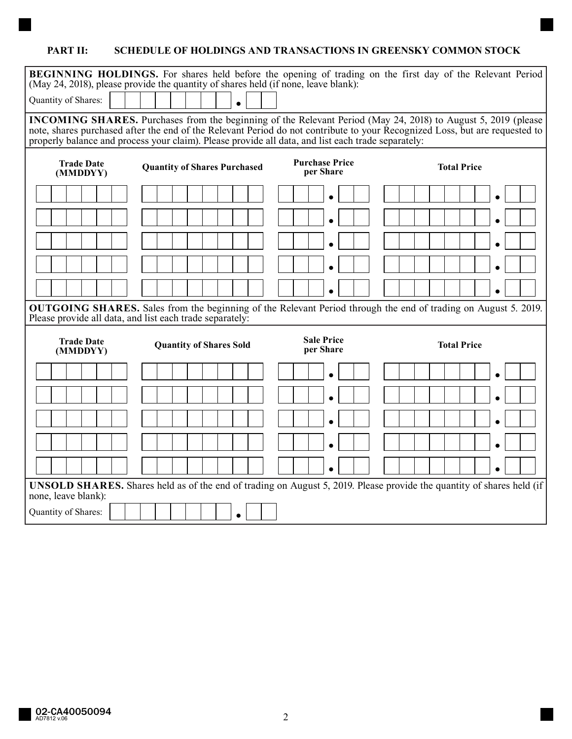## PART II: SCHEDULE OF HOLDINGS AND TRANSACTIONS IN GREENSKY COMMON STOCK

**BEGINNING HOLDINGS.** For shares held before the opening of trading on the first day of the Relevant Period (May 24, 2018), please provide the quantity of shares held (if none, leave blank):

Quantity of Shares: ________ . ___

**INCOMING SHARES.** Purchases from the beginning of the Relevant Period (May 24, 2018) to August 5, 2019 (please note, shares purchased after the end of the Relevant Period do not contribute to your Recognized Loss, but are requested to properly balance and process your claim). Please provide all data, and list each trade separately:

| Trade Date (MMDDYY) | Quantity of Shares Purchased | Purchase Price per Share | Total Price |
|---|---|---|---|
| | | . | . |
| | | . | . |
| | | . | . |
| | | . | . |
| | | . | . |

**OUTGOING SHARES.** Sales from the beginning of the Relevant Period through the end of trading on August 5. 2019. Please provide all data, and list each trade separately:

| Trade Date (MMDDYY) | Quantity of Shares Sold | Sale Price per Share | Total Price |
|---|---|---|---|
| | | . | . |
| | | . | . |
| | | . | . |
| | | . | . |
| | | . | . |

**UNSOLD SHARES.** Shares held as of the end of trading on August 5, 2019. Please provide the quantity of shares held (if none, leave blank):

Quantity of Shares: ________ . ___

02-CA40050094
AD7812 v.06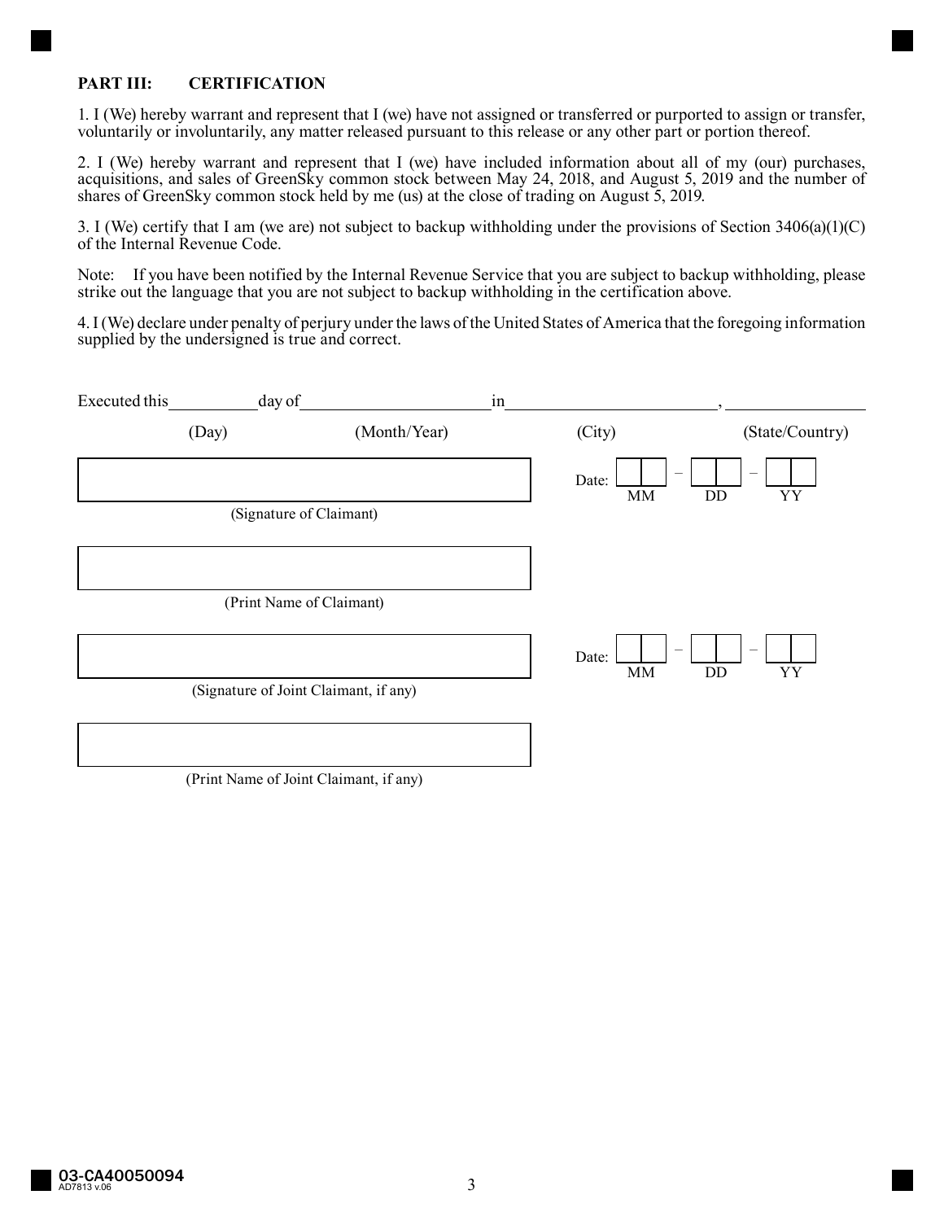## PART III: CERTIFICATION

1. I (We) hereby warrant and represent that I (we) have not assigned or transferred or purported to assign or transfer, voluntarily or involuntarily, any matter released pursuant to this release or any other part or portion thereof.

2. I (We) hereby warrant and represent that I (we) have included information about all of my (our) purchases, acquisitions, and sales of GreenSky common stock between May 24, 2018, and August 5, 2019 and the number of shares of GreenSky common stock held by me (us) at the close of trading on August 5, 2019.

3. I (We) certify that I am (we are) not subject to backup withholding under the provisions of Section 3406(a)(1)(C) of the Internal Revenue Code.

Note: If you have been notified by the Internal Revenue Service that you are subject to backup withholding, please strike out the language that you are not subject to backup withholding in the certification above.

4. I (We) declare under penalty of perjury under the laws of the United States of America that the foregoing information supplied by the undersigned is true and correct.

Executed this __________ day of ______________________ in ________________________, ________________

(Day) (Month/Year) (City) (State/Country)

______________________________________ Date: __ __ – __ __ – __ __ (MM DD YY)

(Signature of Claimant)

______________________________________

(Print Name of Claimant)

______________________________________ Date: __ __ – __ __ – __ __ (MM DD YY)

(Signature of Joint Claimant, if any)

______________________________________

(Print Name of Joint Claimant, if any)

03-CA40050094
AD7813 v.06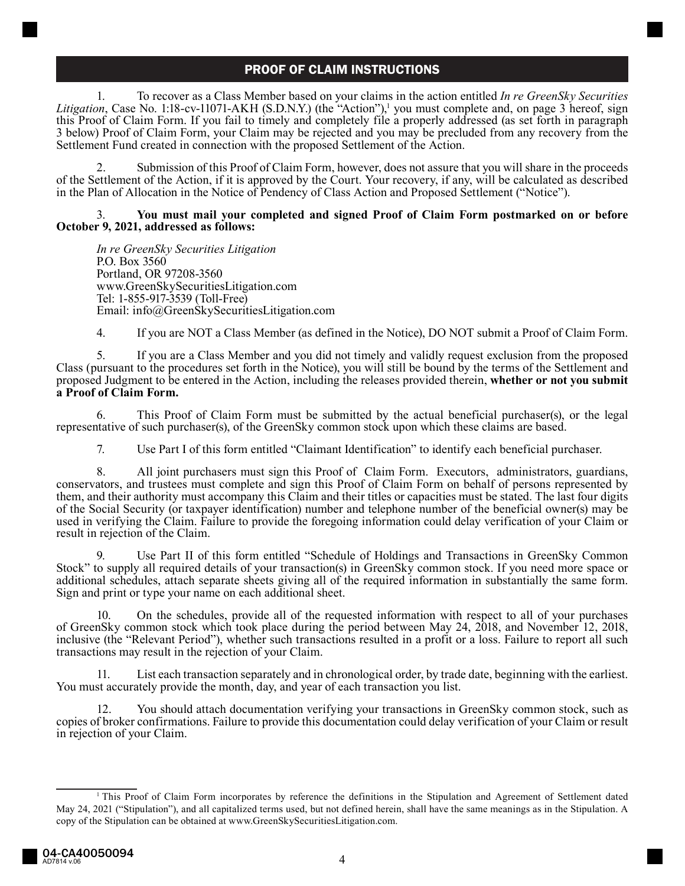## PROOF OF CLAIM INSTRUCTIONS

1. To recover as a Class Member based on your claims in the action entitled *In re GreenSky Securities Litigation*, Case No. 1:18-cv-11071-AKH (S.D.N.Y.) (the "Action"),[1] you must complete and, on page 3 hereof, sign this Proof of Claim Form. If you fail to timely and completely file a properly addressed (as set forth in paragraph 3 below) Proof of Claim Form, your Claim may be rejected and you may be precluded from any recovery from the Settlement Fund created in connection with the proposed Settlement of the Action.

2. Submission of this Proof of Claim Form, however, does not assure that you will share in the proceeds of the Settlement of the Action, if it is approved by the Court. Your recovery, if any, will be calculated as described in the Plan of Allocation in the Notice of Pendency of Class Action and Proposed Settlement ("Notice").

3. **You must mail your completed and signed Proof of Claim Form postmarked on or before October 9, 2021, addressed as follows:**

*In re GreenSky Securities Litigation*
P.O. Box 3560
Portland, OR 97208-3560
www.GreenSkySecuritiesLitigation.com
Tel: 1-855-917-3539 (Toll-Free)
Email: info@GreenSkySecuritiesLitigation.com

4. If you are NOT a Class Member (as defined in the Notice), DO NOT submit a Proof of Claim Form.

5. If you are a Class Member and you did not timely and validly request exclusion from the proposed Class (pursuant to the procedures set forth in the Notice), you will still be bound by the terms of the Settlement and proposed Judgment to be entered in the Action, including the releases provided therein, **whether or not you submit a Proof of Claim Form.**

6. This Proof of Claim Form must be submitted by the actual beneficial purchaser(s), or the legal representative of such purchaser(s), of the GreenSky common stock upon which these claims are based.

7. Use Part I of this form entitled "Claimant Identification" to identify each beneficial purchaser.

8. All joint purchasers must sign this Proof of Claim Form. Executors, administrators, guardians, conservators, and trustees must complete and sign this Proof of Claim Form on behalf of persons represented by them, and their authority must accompany this Claim and their titles or capacities must be stated. The last four digits of the Social Security (or taxpayer identification) number and telephone number of the beneficial owner(s) may be used in verifying the Claim. Failure to provide the foregoing information could delay verification of your Claim or result in rejection of the Claim.

9. Use Part II of this form entitled "Schedule of Holdings and Transactions in GreenSky Common Stock" to supply all required details of your transaction(s) in GreenSky common stock. If you need more space or additional schedules, attach separate sheets giving all of the required information in substantially the same form. Sign and print or type your name on each additional sheet.

10. On the schedules, provide all of the requested information with respect to all of your purchases of GreenSky common stock which took place during the period between May 24, 2018, and November 12, 2018, inclusive (the "Relevant Period"), whether such transactions resulted in a profit or a loss. Failure to report all such transactions may result in the rejection of your Claim.

11. List each transaction separately and in chronological order, by trade date, beginning with the earliest. You must accurately provide the month, day, and year of each transaction you list.

12. You should attach documentation verifying your transactions in GreenSky common stock, such as copies of broker confirmations. Failure to provide this documentation could delay verification of your Claim or result in rejection of your Claim.

[1] This Proof of Claim Form incorporates by reference the definitions in the Stipulation and Agreement of Settlement dated May 24, 2021 ("Stipulation"), and all capitalized terms used, but not defined herein, shall have the same meanings as in the Stipulation. A copy of the Stipulation can be obtained at www.GreenSkySecuritiesLitigation.com.

04-CA40050094
AD7814 v.06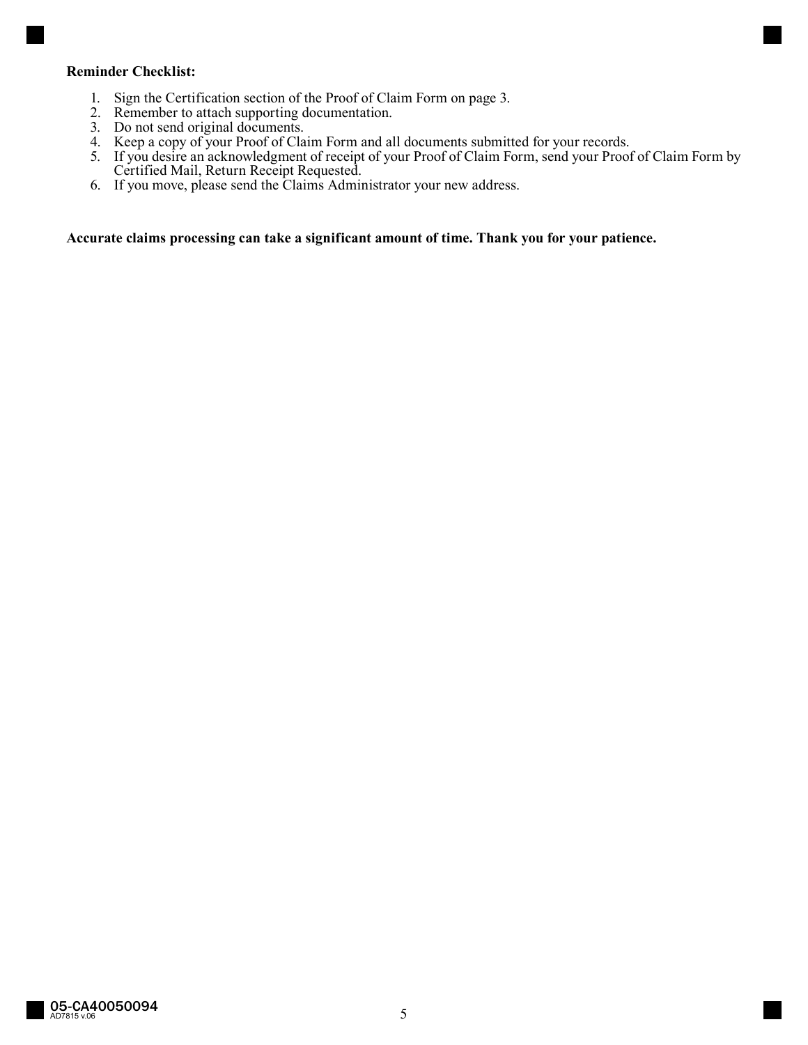**Reminder Checklist:**

1. Sign the Certification section of the Proof of Claim Form on page 3.
2. Remember to attach supporting documentation.
3. Do not send original documents.
4. Keep a copy of your Proof of Claim Form and all documents submitted for your records.
5. If you desire an acknowledgment of receipt of your Proof of Claim Form, send your Proof of Claim Form by Certified Mail, Return Receipt Requested.
6. If you move, please send the Claims Administrator your new address.

**Accurate claims processing can take a significant amount of time. Thank you for your patience.**